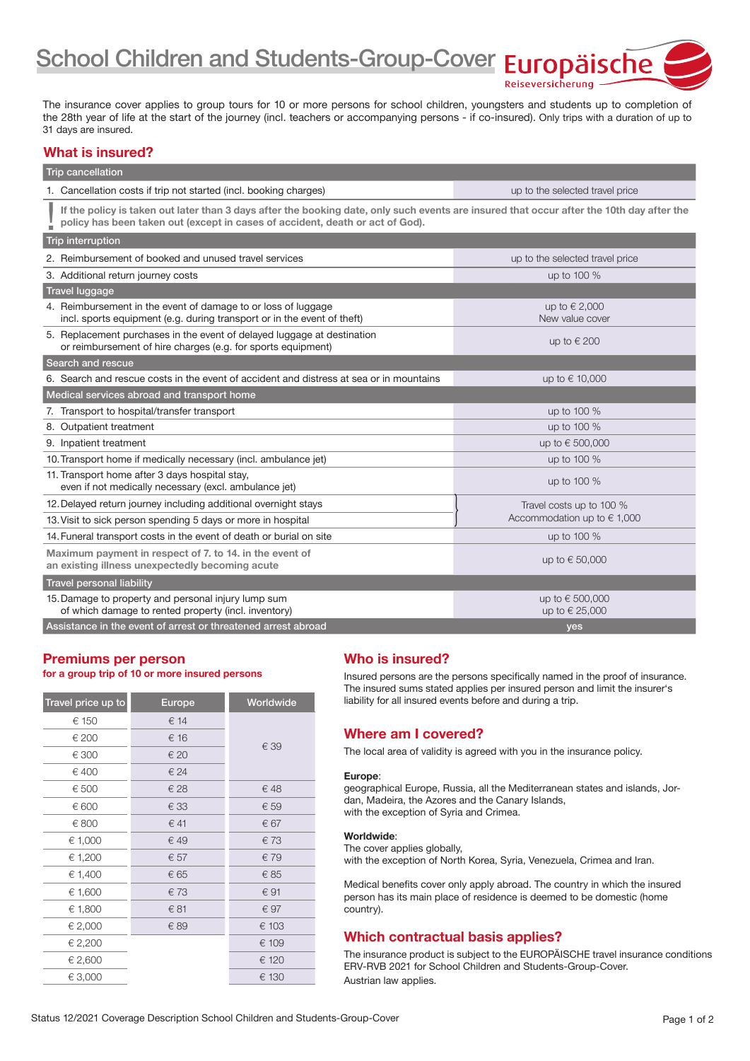# School Children and Students-Group-Cover

Europäische Reiseversicherung

The insurance cover applies to group tours for 10 or more persons for school children, youngsters and students up to completion of the 28th year of life at the start of the journey (incl. teachers or accompanying persons - if co-insured). Only trips with a duration of up to 31 days are insured.

## What is insured?

| Trip cancellation | |
|---|---|
| 1. Cancellation costs if trip not started (incl. booking charges) | up to the selected travel price |
| **! If the policy is taken out later than 3 days after the booking date, only such events are insured that occur after the 10th day after the policy has been taken out (except in cases of accident, death or act of God).** | |
| **Trip interruption** | |
| 2. Reimbursement of booked and unused travel services | up to the selected travel price |
| 3. Additional return journey costs | up to 100 % |
| **Travel luggage** | |
| 4. Reimbursement in the event of damage to or loss of luggage incl. sports equipment (e.g. during transport or in the event of theft) | up to € 2,000 New value cover |
| 5. Replacement purchases in the event of delayed luggage at destination or reimbursement of hire charges (e.g. for sports equipment) | up to € 200 |
| **Search and rescue** | |
| 6. Search and rescue costs in the event of accident and distress at sea or in mountains | up to € 10,000 |
| **Medical services abroad and transport home** | |
| 7. Transport to hospital/transfer transport | up to 100 % |
| 8. Outpatient treatment | up to 100 % |
| 9. Inpatient treatment | up to € 500,000 |
| 10. Transport home if medically necessary (incl. ambulance jet) | up to 100 % |
| 11. Transport home after 3 days hospital stay, even if not medically necessary (excl. ambulance jet) | up to 100 % |
| 12. Delayed return journey including additional overnight stays | Travel costs up to 100 % Accommodation up to € 1,000 |
| 13. Visit to sick person spending 5 days or more in hospital | |
| 14. Funeral transport costs in the event of death or burial on site | up to 100 % |
| **Maximum payment in respect of 7. to 14. in the event of an existing illness unexpectedly becoming acute** | up to € 50,000 |
| **Travel personal liability** | |
| 15. Damage to property and personal injury lump sum of which damage to rented property (incl. inventory) | up to € 500,000 up to € 25,000 |
| **Assistance in the event of arrest or threatened arrest abroad** | **yes** |

## Premiums per person

**for a group trip of 10 or more insured persons**

| Travel price up to | Europe | Worldwide |
|---|---|---|
| € 150 | € 14 | € 39 |
| € 200 | € 16 | |
| € 300 | € 20 | |
| € 400 | € 24 | |
| € 500 | € 28 | € 48 |
| € 600 | € 33 | € 59 |
| € 800 | € 41 | € 67 |
| € 1,000 | € 49 | € 73 |
| € 1,200 | € 57 | € 79 |
| € 1,400 | € 65 | € 85 |
| € 1,600 | € 73 | € 91 |
| € 1,800 | € 81 | € 97 |
| € 2,000 | € 89 | € 103 |
| € 2,200 | | € 109 |
| € 2,600 | | € 120 |
| € 3,000 | | € 130 |

## Who is insured?

Insured persons are the persons specifically named in the proof of insurance. The insured sums stated applies per insured person and limit the insurer's liability for all insured events before and during a trip.

## Where am I covered?

The local area of validity is agreed with you in the insurance policy.

**Europe**:
geographical Europe, Russia, all the Mediterranean states and islands, Jordan, Madeira, the Azores and the Canary Islands,
with the exception of Syria and Crimea.

**Worldwide**:
The cover applies globally,
with the exception of North Korea, Syria, Venezuela, Crimea and Iran.

Medical benefits cover only apply abroad. The country in which the insured person has its main place of residence is deemed to be domestic (home country).

## Which contractual basis applies?

The insurance product is subject to the EUROPÄISCHE travel insurance conditions ERV-RVB 2021 for School Children and Students-Group-Cover.
Austrian law applies.

Status 12/2021 Coverage Description School Children and Students-Group-Cover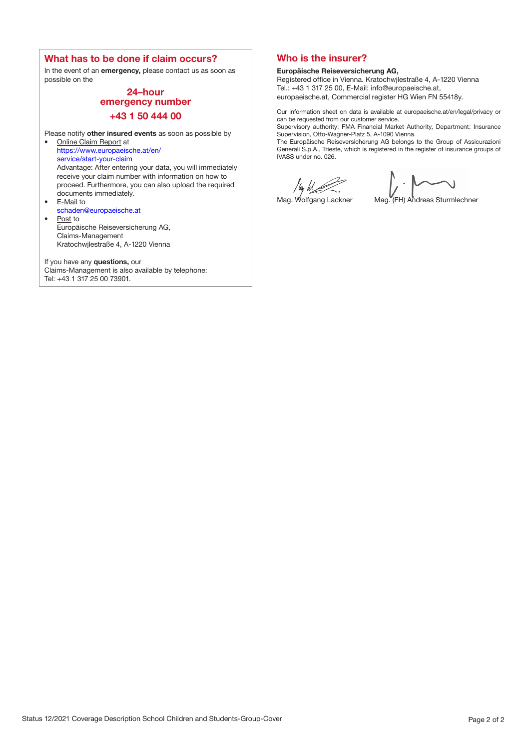## What has to be done if claim occurs?

In the event of an **emergency,** please contact us as soon as possible on the

**24–hour emergency number**

**+43 1 50 444 00**

Please notify **other insured events** as soon as possible by

- Online Claim Report at https://www.europaeische.at/en/service/start-your-claim
  Advantage: After entering your data, you will immediately receive your claim number with information on how to proceed. Furthermore, you can also upload the required documents immediately.
- E-Mail to schaden@europaeische.at
- Post to
  Europäische Reiseversicherung AG,
  Claims-Management
  Kratochwjlestraße 4, A-1220 Vienna

If you have any **questions,** our Claims-Management is also available by telephone:
Tel: +43 1 317 25 00 73901.

## Who is the insurer?

**Europäische Reiseversicherung AG,**
Registered office in Vienna. Kratochwjlestraße 4, A-1220 Vienna
Tel.: +43 1 317 25 00, E-Mail: info@europaeische.at,
europaeische.at, Commercial register HG Wien FN 55418y.

Our information sheet on data is available at europaeische.at/en/legal/privacy or can be requested from our customer service.
Supervisory authority: FMA Financial Market Authority, Department: Insurance Supervision, Otto-Wagner-Platz 5, A-1090 Vienna.
The Europäische Reiseversicherung AG belongs to the Group of Assicurazioni Generali S.p.A., Trieste, which is registered in the register of insurance groups of IVASS under no. 026.

Mag. Wolfgang Lackner    Mag. (FH) Andreas Sturmlechner

Status 12/2021 Coverage Description School Children and Students-Group-Cover